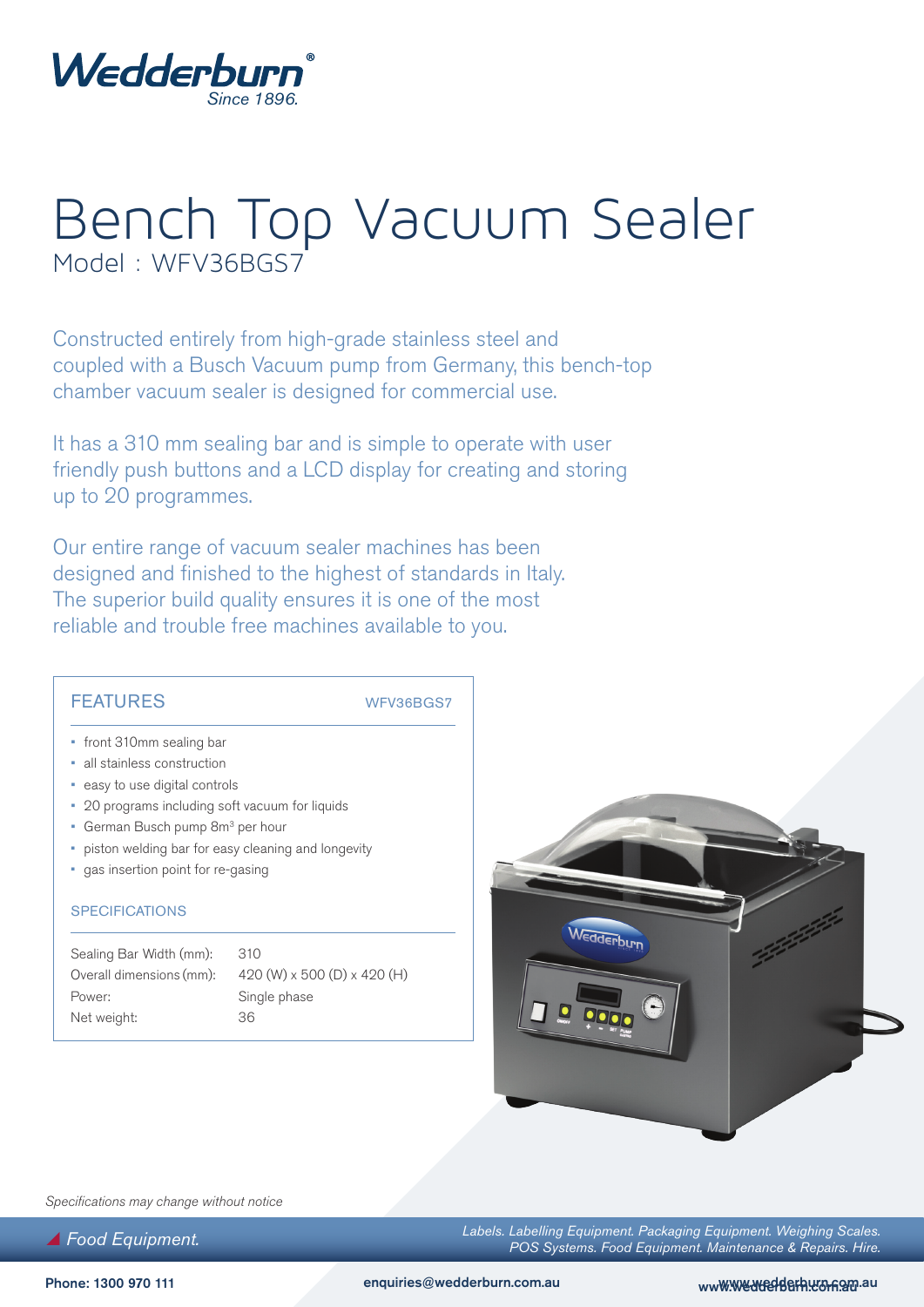Wedderburn® Since 1896.

# Bench Top Vacuum Sealer

Model : WFV36BGS7

Constructed entirely from high-grade stainless steel and coupled with a Busch Vacuum pump from Germany, this bench-top chamber vacuum sealer is designed for commercial use.

It has a 310 mm sealing bar and is simple to operate with user friendly push buttons and a LCD display for creating and storing up to 20 programmes.

Our entire range of vacuum sealer machines has been designed and finished to the highest of standards in Italy. The superior build quality ensures it is one of the most reliable and trouble free machines available to you.

## FEATURES

WFV36BGS7

- front 310mm sealing bar
- all stainless construction
- easy to use digital controls
- 20 programs including soft vacuum for liquids
- German Busch pump 8m$^3$ per hour
- piston welding bar for easy cleaning and longevity
- gas insertion point for re-gasing

## SPECIFICATIONS

| | |
|---|---|
| Sealing Bar Width (mm): | 310 |
| Overall dimensions (mm): | 420 (W) x 500 (D) x 420 (H) |
| Power: | Single phase |
| Net weight: | 36 |

*Specifications may change without notice*

*Food Equipment.*

*Labels. Labelling Equipment. Packaging Equipment. Weighing Scales. POS Systems. Food Equipment. Maintenance & Repairs. Hire.*

**Phone: 1300 970 111** **enquiries@wedderburn.com.au** **www.wedderburn.com.au**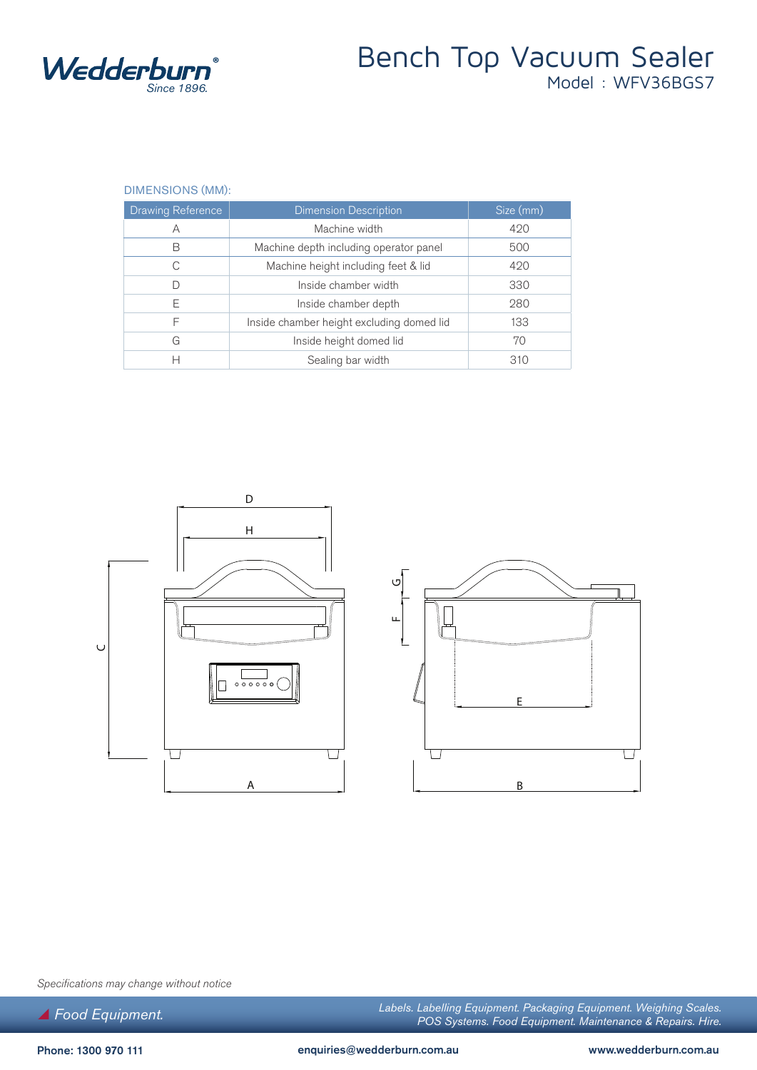# Bench Top Vacuum Sealer

Model : WFV36BGS7

DIMENSIONS (MM):

| Drawing Reference | Dimension Description | Size (mm) |
|---|---|---|
| A | Machine width | 420 |
| B | Machine depth including operator panel | 500 |
| C | Machine height including feet & lid | 420 |
| D | Inside chamber width | 330 |
| E | Inside chamber depth | 280 |
| F | Inside chamber height excluding domed lid | 133 |
| G | Inside height domed lid | 70 |
| H | Sealing bar width | 310 |

D

H

C

A

G

F

E

B

*Specifications may change without notice*

*Food Equipment.*

*Labels. Labelling Equipment. Packaging Equipment. Weighing Scales. POS Systems. Food Equipment. Maintenance & Repairs. Hire.*

**Phone: 1300 970 111** **enquiries@wedderburn.com.au** **www.wedderburn.com.au**